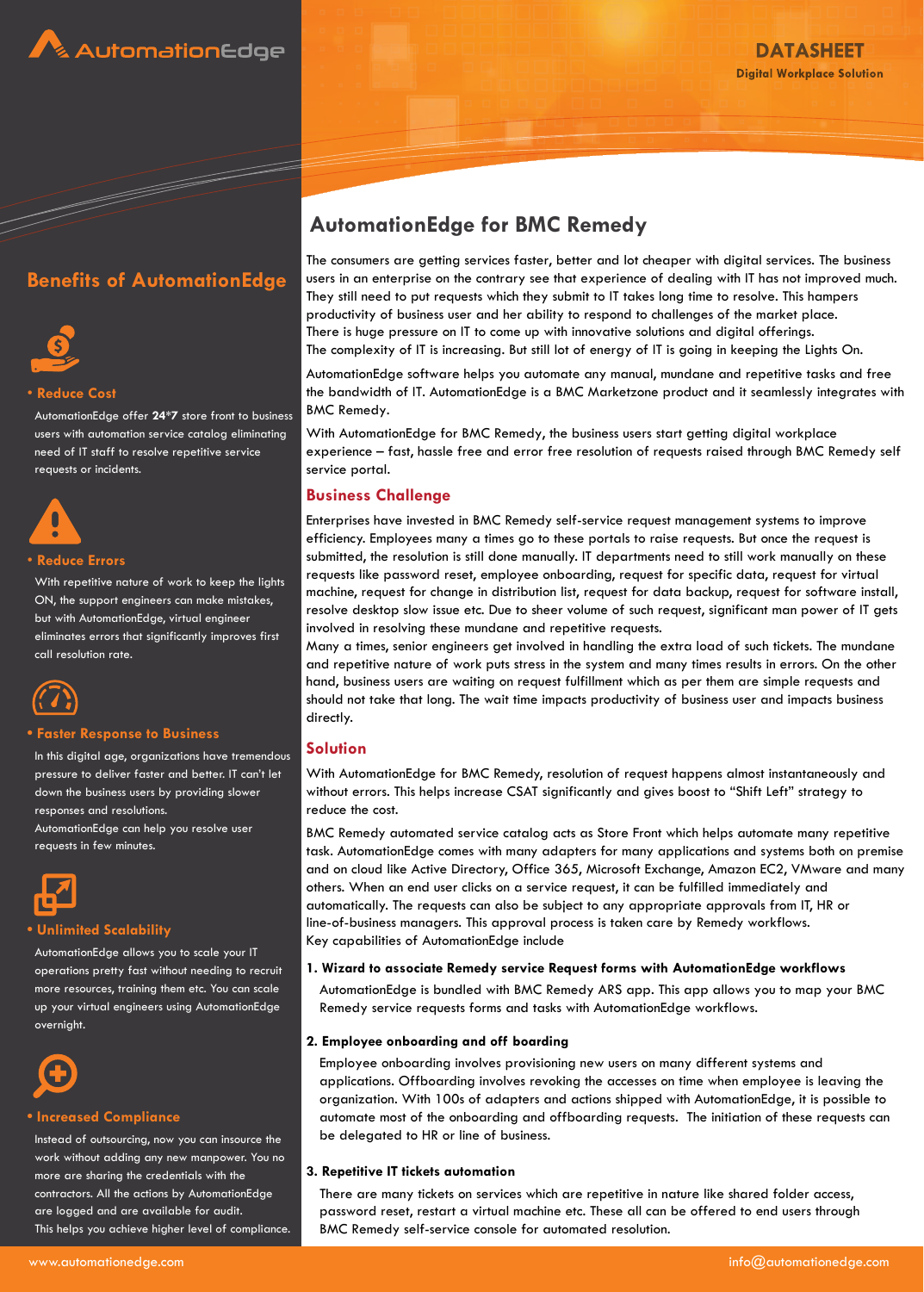# AutomationEdge

**DATASHEET**
**Digital Workplace Solution**

## AutomationEdge for BMC Remedy

The consumers are getting services faster, better and lot cheaper with digital services. The business users in an enterprise on the contrary see that experience of dealing with IT has not improved much. They still need to put requests which they submit to IT takes long time to resolve. This hampers productivity of business user and her ability to respond to challenges of the market place.
There is huge pressure on IT to come up with innovative solutions and digital offerings.
The complexity of IT is increasing. But still lot of energy of IT is going in keeping the Lights On.

AutomationEdge software helps you automate any manual, mundane and repetitive tasks and free the bandwidth of IT. AutomationEdge is a BMC Marketzone product and it seamlessly integrates with BMC Remedy.

With AutomationEdge for BMC Remedy, the business users start getting digital workplace experience – fast, hassle free and error free resolution of requests raised through BMC Remedy self service portal.

### Business Challenge

Enterprises have invested in BMC Remedy self-service request management systems to improve efficiency. Employees many a times go to these portals to raise requests. But once the request is submitted, the resolution is still done manually. IT departments need to still work manually on these requests like password reset, employee onboarding, request for specific data, request for virtual machine, request for change in distribution list, request for data backup, request for software install, resolve desktop slow issue etc. Due to sheer volume of such request, significant man power of IT gets involved in resolving these mundane and repetitive requests.
Many a times, senior engineers get involved in handling the extra load of such tickets. The mundane and repetitive nature of work puts stress in the system and many times results in errors. On the other hand, business users are waiting on request fulfillment which as per them are simple requests and should not take that long. The wait time impacts productivity of business user and impacts business directly.

### Solution

With AutomationEdge for BMC Remedy, resolution of request happens almost instantaneously and without errors. This helps increase CSAT significantly and gives boost to "Shift Left" strategy to reduce the cost.

BMC Remedy automated service catalog acts as Store Front which helps automate many repetitive task. AutomationEdge comes with many adapters for many applications and systems both on premise and on cloud like Active Directory, Office 365, Microsoft Exchange, Amazon EC2, VMware and many others. When an end user clicks on a service request, it can be fulfilled immediately and automatically. The requests can also be subject to any appropriate approvals from IT, HR or line-of-business managers. This approval process is taken care by Remedy workflows.
Key capabilities of AutomationEdge include

1. **Wizard to associate Remedy service Request forms with AutomationEdge workflows**

   AutomationEdge is bundled with BMC Remedy ARS app. This app allows you to map your BMC Remedy service requests forms and tasks with AutomationEdge workflows.

2. **Employee onboarding and off boarding**

   Employee onboarding involves provisioning new users on many different systems and applications. Offboarding involves revoking the accesses on time when employee is leaving the organization. With 100s of adapters and actions shipped with AutomationEdge, it is possible to automate most of the onboarding and offboarding requests. The initiation of these requests can be delegated to HR or line of business.

3. **Repetitive IT tickets automation**

   There are many tickets on services which are repetitive in nature like shared folder access, password reset, restart a virtual machine etc. These all can be offered to end users through BMC Remedy self-service console for automated resolution.

## Benefits of AutomationEdge

- **Reduce Cost**

  AutomationEdge offer **24*7** store front to business users with automation service catalog eliminating need of IT staff to resolve repetitive service requests or incidents.

- **Reduce Errors**

  With repetitive nature of work to keep the lights ON, the support engineers can make mistakes, but with AutomationEdge, virtual engineer eliminates errors that significantly improves first call resolution rate.

- **Faster Response to Business**

  In this digital age, organizations have tremendous pressure to deliver faster and better. IT can't let down the business users by providing slower responses and resolutions.
  AutomationEdge can help you resolve user requests in few minutes.

- **Unlimited Scalability**

  AutomationEdge allows you to scale your IT operations pretty fast without needing to recruit more resources, training them etc. You can scale up your virtual engineers using AutomationEdge overnight.

- **Increased Compliance**

  Instead of outsourcing, now you can insource the work without adding any new manpower. You no more are sharing the credentials with the contractors. All the actions by AutomationEdge are logged and are available for audit.
  This helps you achieve higher level of compliance.

www.automationedge.com info@automationedge.com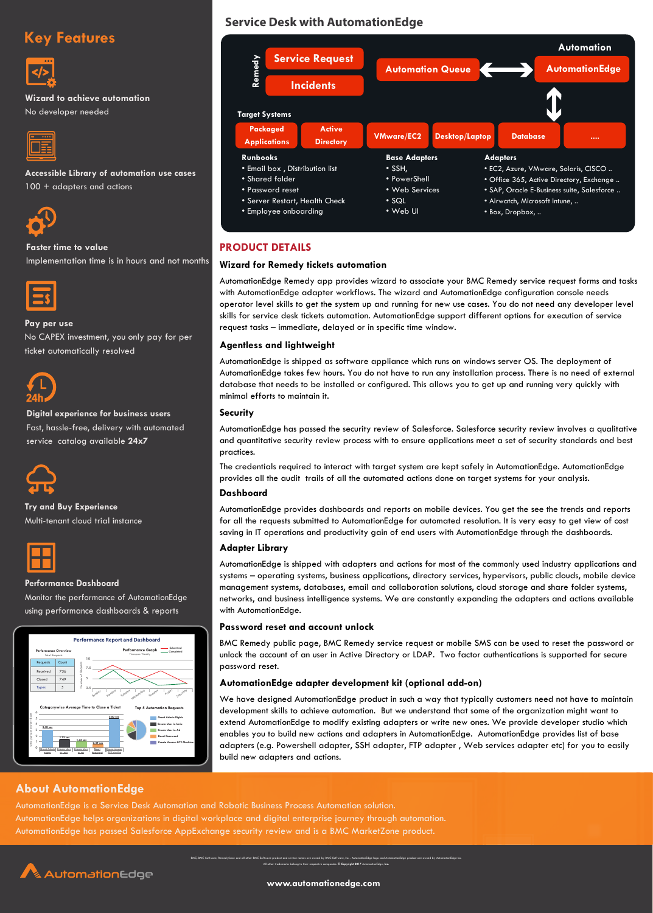## Key Features

**Wizard to achieve automation**
No developer needed

**Accessible Library of automation use cases**
100 + adapters and actions

**Faster time to value**
Implementation time is in hours and not months

**Pay per use**
No CAPEX investment, you only pay for per ticket automatically resolved

**Digital experience for business users**
Fast, hassle-free, delivery with automated service catalog available **24x7**

**Try and Buy Experience**
Multi-tenant cloud trial instance

**Performance Dashboard**
Monitor the performance of AutomationEdge using performance dashboards & reports

## Service Desk with AutomationEdge

Remedy
Service Request
Incidents
Automation Queue
Automation
AutomationEdge

Target Systems
Packaged Applications
Active Directory
VMware/EC2
Desktop/Laptop
Database
....

**Runbooks**
- Email box , Distribution list
- Shared folder
- Password reset
- Server Restart, Health Check
- Employee onboarding

**Base Adapters**
- SSH,
- PowerShell
- Web Services
- SQL
- Web UI

**Adapters**
- EC2, Azure, VMware, Solaris, CISCO ..
- Office 365, Active Directory, Exchange ..
- SAP, Oracle E-Business suite, Salesforce ..
- Airwatch, Microsoft Intune, ..
- Box, Dropbox, ..

## PRODUCT DETAILS

### Wizard for Remedy tickets automation

AutomationEdge Remedy app provides wizard to associate your BMC Remedy service request forms and tasks with AutomationEdge adapter workflows. The wizard and AutomationEdge configuration console needs operator level skills to get the system up and running for new use cases. You do not need any developer level skills for service desk tickets automation. AutomationEdge support different options for execution of service request tasks – immediate, delayed or in specific time window.

### Agentless and lightweight

AutomationEdge is shipped as software appliance which runs on windows server OS. The deployment of AutomationEdge takes few hours. You do not have to run any installation process. There is no need of external database that needs to be installed or configured. This allows you to get up and running very quickly with minimal efforts to maintain it.

### Security

AutomationEdge has passed the security review of Salesforce. Salesforce security review involves a qualitative and quantitative security review process with to ensure applications meet a set of security standards and best practices.

The credentials required to interact with target system are kept safely in AutomationEdge. AutomationEdge provides all the audit trails of all the automated actions done on target systems for your analysis.

### Dashboard

AutomationEdge provides dashboards and reports on mobile devices. You get the see the trends and reports for all the requests submitted to AutomationEdge for automated resolution. It is very easy to get view of cost saving in IT operations and productivity gain of end users with AutomationEdge through the dashboards.

### Adapter Library

AutomationEdge is shipped with adapters and actions for most of the commonly used industry applications and systems – operating systems, business applications, directory services, hypervisors, public clouds, mobile device management systems, databases, email and collaboration solutions, cloud storage and share folder systems, networks, and business intelligence systems. We are constantly expanding the adapters and actions available with AutomationEdge.

### Password reset and account unlock

BMC Remedy public page, BMC Remedy service request or mobile SMS can be used to reset the password or unlock the account of an user in Active Directory or LDAP. Two factor authentications is supported for secure password reset.

### AutomationEdge adapter development kit (optional add-on)

We have designed AutomationEdge product in such a way that typically customers need not have to maintain development skills to achieve automation. But we understand that some of the organization might want to extend AutomationEdge to modify existing adapters or write new ones. We provide developer studio which enables you to build new actions and adapters in AutomationEdge. AutomationEdge provides list of base adapters (e.g. Powershell adapter, SSH adapter, FTP adapter , Web services adapter etc) for you to easily build new adapters and actions.

## About AutomationEdge

AutomationEdge is a Service Desk Automation and Robotic Business Process Automation solution.
AutomationEdge helps organizations in digital workplace and digital enterprise journey through automation.
AutomationEdge has passed Salesforce AppExchange security review and is a BMC MarketZone product.

AutomationEdge

www.automationedge.com